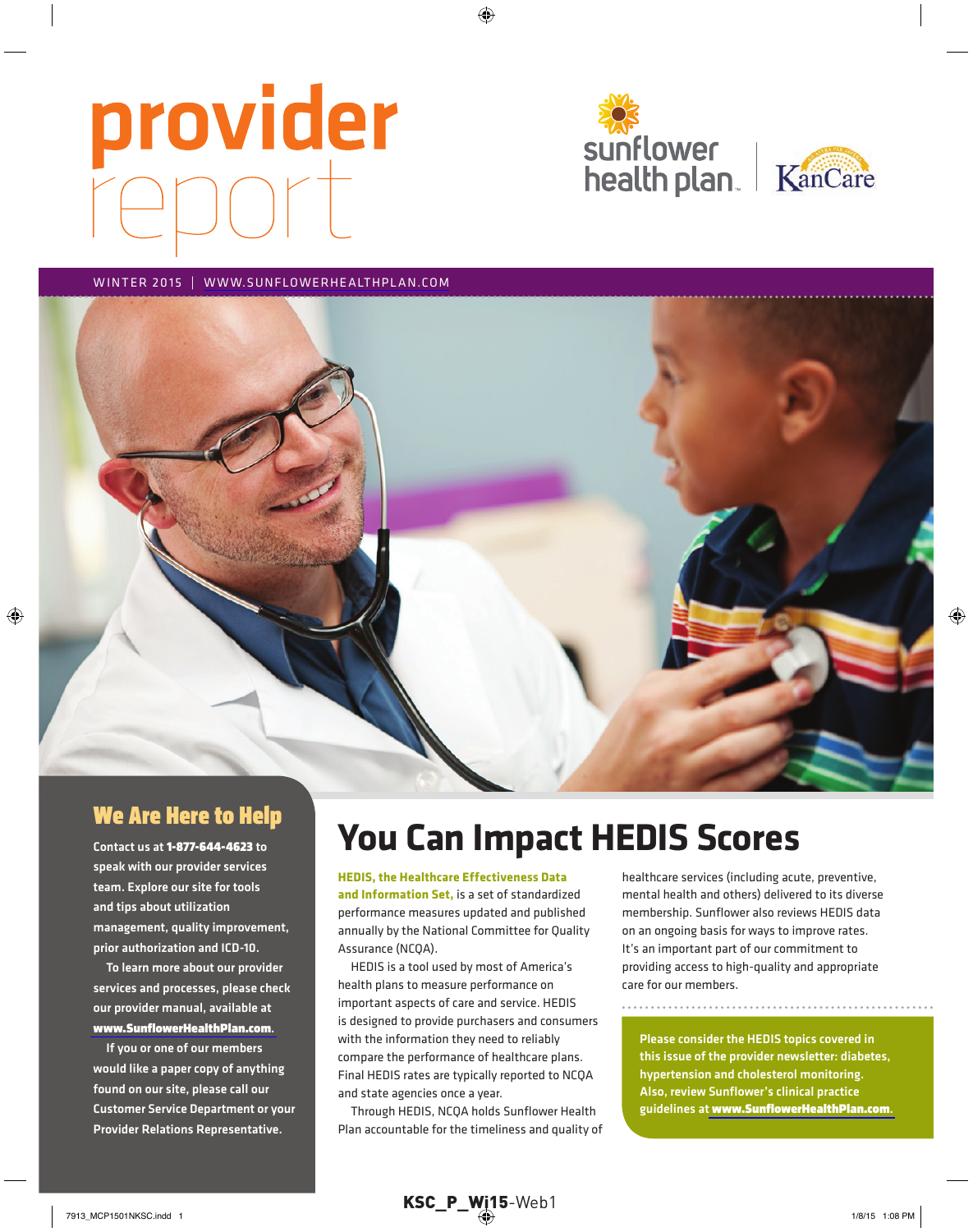# provider report

sunflower health plan | KanCare

WINTER 2015 | WWW.SUNFLOWERHEALTHPLAN.COM

## We Are Here to Help

**Contact us at 1-877-644-4623 to speak with our provider services team. Explore our site for tools and tips about utilization management, quality improvement, prior authorization and ICD-10.**

**To learn more about our provider services and processes, please check our provider manual, available at www.SunflowerHealthPlan.com.**

**If you or one of our members would like a paper copy of anything found on our site, please call our Customer Service Department or your Provider Relations Representative.**

# You Can Impact HEDIS Scores

**HEDIS, the Healthcare Effectiveness Data and Information Set,** is a set of standardized performance measures updated and published annually by the National Committee for Quality Assurance (NCQA).

HEDIS is a tool used by most of America's health plans to measure performance on important aspects of care and service. HEDIS is designed to provide purchasers and consumers with the information they need to reliably compare the performance of healthcare plans. Final HEDIS rates are typically reported to NCQA and state agencies once a year.

Through HEDIS, NCQA holds Sunflower Health Plan accountable for the timeliness and quality of healthcare services (including acute, preventive, mental health and others) delivered to its diverse membership. Sunflower also reviews HEDIS data on an ongoing basis for ways to improve rates. It's an important part of our commitment to providing access to high-quality and appropriate care for our members.

**Please consider the HEDIS topics covered in this issue of the provider newsletter: diabetes, hypertension and cholesterol monitoring. Also, review Sunflower's clinical practice guidelines at www.SunflowerHealthPlan.com.**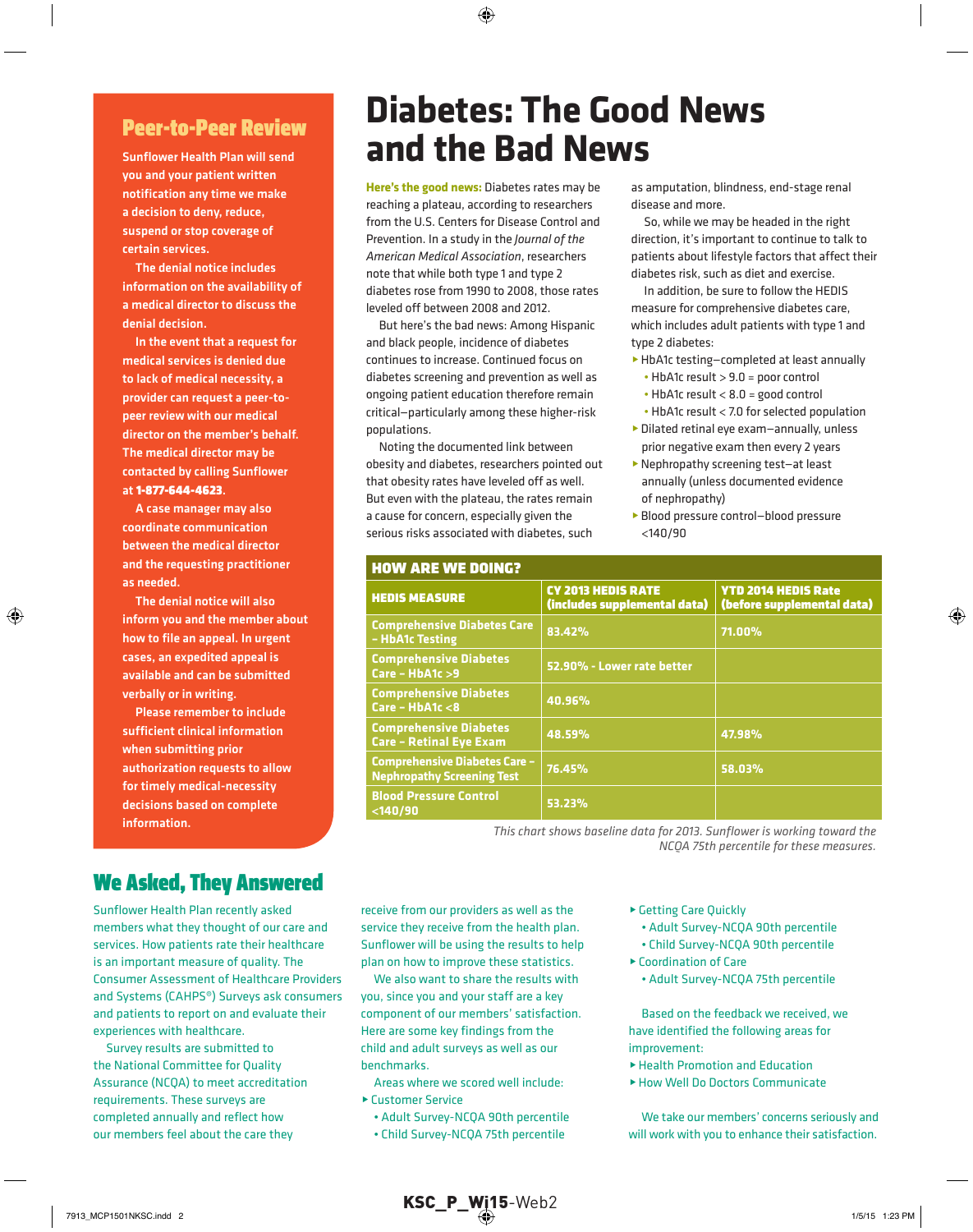## Peer-to-Peer Review

Sunflower Health Plan will send you and your patient written notification any time we make a decision to deny, reduce, suspend or stop coverage of certain services.

The denial notice includes information on the availability of a medical director to discuss the denial decision.

In the event that a request for medical services is denied due to lack of medical necessity, a provider can request a peer-to-peer review with our medical director on the member's behalf. The medical director may be contacted by calling Sunflower at **1-877-644-4623**.

A case manager may also coordinate communication between the medical director and the requesting practitioner as needed.

The denial notice will also inform you and the member about how to file an appeal. In urgent cases, an expedited appeal is available and can be submitted verbally or in writing.

Please remember to include sufficient clinical information when submitting prior authorization requests to allow for timely medical-necessity decisions based on complete information.

# Diabetes: The Good News and the Bad News

**Here's the good news:** Diabetes rates may be reaching a plateau, according to researchers from the U.S. Centers for Disease Control and Prevention. In a study in the *Journal of the American Medical Association*, researchers note that while both type 1 and type 2 diabetes rose from 1990 to 2008, those rates leveled off between 2008 and 2012.

But here's the bad news: Among Hispanic and black people, incidence of diabetes continues to increase. Continued focus on diabetes screening and prevention as well as ongoing patient education therefore remain critical—particularly among these higher-risk populations.

Noting the documented link between obesity and diabetes, researchers pointed out that obesity rates have leveled off as well. But even with the plateau, the rates remain a cause for concern, especially given the serious risks associated with diabetes, such as amputation, blindness, end-stage renal disease and more.

So, while we may be headed in the right direction, it's important to continue to talk to patients about lifestyle factors that affect their diabetes risk, such as diet and exercise.

In addition, be sure to follow the HEDIS measure for comprehensive diabetes care, which includes adult patients with type 1 and type 2 diabetes:

- HbA1c testing—completed at least annually
  - HbA1c result > 9.0 = poor control
  - HbA1c result < 8.0 = good control
  - HbA1c result < 7.0 for selected population
- Dilated retinal eye exam—annually, unless prior negative exam then every 2 years
- Nephropathy screening test—at least annually (unless documented evidence of nephropathy)
- Blood pressure control—blood pressure <140/90

### HOW ARE WE DOING?

| HEDIS MEASURE | CY 2013 HEDIS RATE (includes supplemental data) | YTD 2014 HEDIS Rate (before supplemental data) |
|---|---|---|
| Comprehensive Diabetes Care – HbA1c Testing | 83.42% | 71.00% |
| Comprehensive Diabetes Care – HbA1c >9 | 52.90% - Lower rate better | |
| Comprehensive Diabetes Care – HbA1c <8 | 40.96% | |
| Comprehensive Diabetes Care – Retinal Eye Exam | 48.59% | 47.98% |
| Comprehensive Diabetes Care – Nephropathy Screening Test | 76.45% | 58.03% |
| Blood Pressure Control <140/90 | 53.23% | |

*This chart shows baseline data for 2013. Sunflower is working toward the NCQA 75th percentile for these measures.*

## We Asked, They Answered

Sunflower Health Plan recently asked members what they thought of our care and services. How patients rate their healthcare is an important measure of quality. The Consumer Assessment of Healthcare Providers and Systems (CAHPS®) Surveys ask consumers and patients to report on and evaluate their experiences with healthcare.

Survey results are submitted to the National Committee for Quality Assurance (NCQA) to meet accreditation requirements. These surveys are completed annually and reflect how our members feel about the care they receive from our providers as well as the service they receive from the health plan. Sunflower will be using the results to help plan on how to improve these statistics.

We also want to share the results with you, since you and your staff are a key component of our members' satisfaction. Here are some key findings from the child and adult surveys as well as our benchmarks.

Areas where we scored well include:

- Customer Service
  - Adult Survey-NCQA 90th percentile
  - Child Survey-NCQA 75th percentile
- Getting Care Quickly
  - Adult Survey-NCQA 90th percentile
  - Child Survey-NCQA 90th percentile
- Coordination of Care
  - Adult Survey-NCQA 75th percentile

Based on the feedback we received, we have identified the following areas for improvement:

- Health Promotion and Education
- How Well Do Doctors Communicate

We take our members' concerns seriously and will work with you to enhance their satisfaction.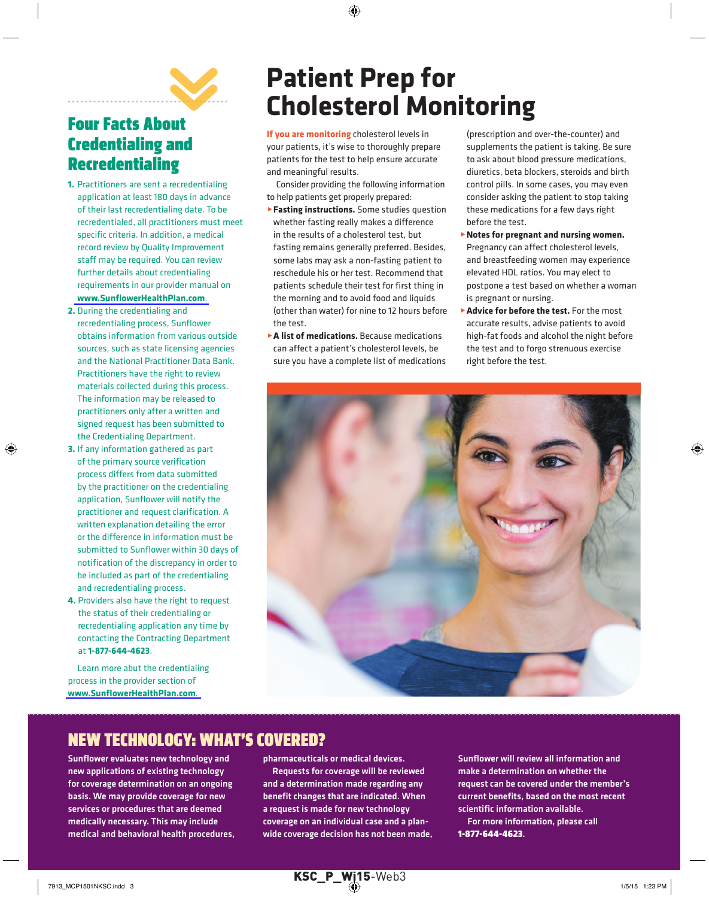## Four Facts About Credentialing and Recredentialing

1. Practitioners are sent a recredentialing application at least 180 days in advance of their last recredentialing date. To be recredentialed, all practitioners must meet specific criteria. In addition, a medical record review by Quality Improvement staff may be required. You can review further details about credentialing requirements in our provider manual on **www.SunflowerHealthPlan.com**.
2. During the credentialing and recredentialing process, Sunflower obtains information from various outside sources, such as state licensing agencies and the National Practitioner Data Bank. Practitioners have the right to review materials collected during this process. The information may be released to practitioners only after a written and signed request has been submitted to the Credentialing Department.
3. If any information gathered as part of the primary source verification process differs from data submitted by the practitioner on the credentialing application, Sunflower will notify the practitioner and request clarification. A written explanation detailing the error or the difference in information must be submitted to Sunflower within 30 days of notification of the discrepancy in order to be included as part of the credentialing and recredentialing process.
4. Providers also have the right to request the status of their credentialing or recredentialing application any time by contacting the Contracting Department at **1-877-644-4623**.

Learn more abut the credentialing process in the provider section of **www.SunflowerHealthPlan.com**.

# Patient Prep for Cholesterol Monitoring

**If you are monitoring** cholesterol levels in your patients, it's wise to thoroughly prepare patients for the test to help ensure accurate and meaningful results.

Consider providing the following information to help patients get properly prepared:

- **Fasting instructions.** Some studies question whether fasting really makes a difference in the results of a cholesterol test, but fasting remains generally preferred. Besides, some labs may ask a non-fasting patient to reschedule his or her test. Recommend that patients schedule their test for first thing in the morning and to avoid food and liquids (other than water) for nine to 12 hours before the test.
- **A list of medications.** Because medications can affect a patient's cholesterol levels, be sure you have a complete list of medications (prescription and over-the-counter) and supplements the patient is taking. Be sure to ask about blood pressure medications, diuretics, beta blockers, steroids and birth control pills. In some cases, you may even consider asking the patient to stop taking these medications for a few days right before the test.
- **Notes for pregnant and nursing women.** Pregnancy can affect cholesterol levels, and breastfeeding women may experience elevated HDL ratios. You may elect to postpone a test based on whether a woman is pregnant or nursing.
- **Advice for before the test.** For the most accurate results, advise patients to avoid high-fat foods and alcohol the night before the test and to forgo strenuous exercise right before the test.

## NEW TECHNOLOGY: WHAT'S COVERED?

**Sunflower evaluates new technology and new applications of existing technology for coverage determination on an ongoing basis. We may provide coverage for new services or procedures that are deemed medically necessary. This may include medical and behavioral health procedures, pharmaceuticals or medical devices.**

**Requests for coverage will be reviewed and a determination made regarding any benefit changes that are indicated. When a request is made for new technology coverage on an individual case and a plan-wide coverage decision has not been made, Sunflower will review all information and make a determination on whether the request can be covered under the member's current benefits, based on the most recent scientific information available.**

**For more information, please call 1-877-644-4623.**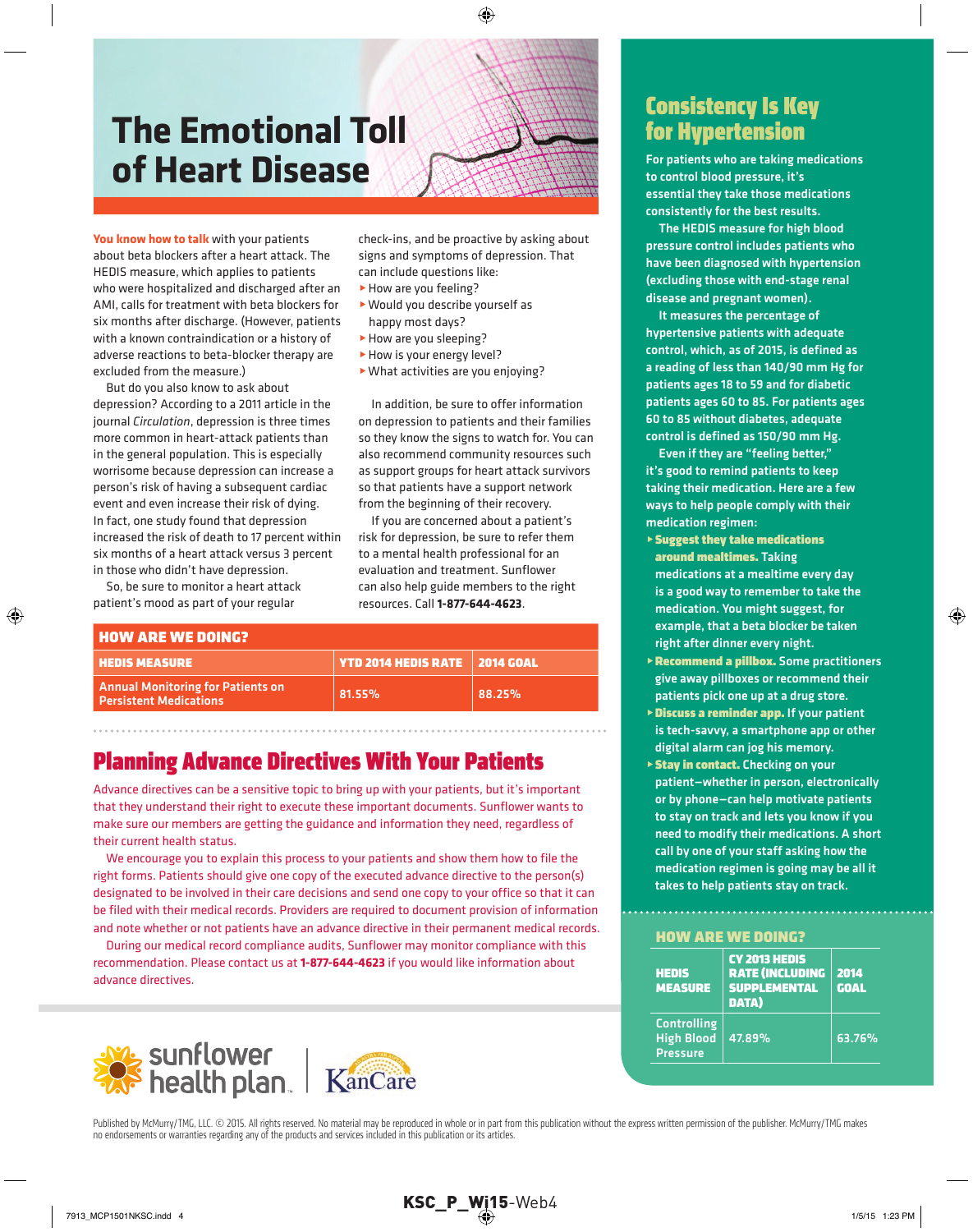# The Emotional Toll of Heart Disease

**You know how to talk** with your patients about beta blockers after a heart attack. The HEDIS measure, which applies to patients who were hospitalized and discharged after an AMI, calls for treatment with beta blockers for six months after discharge. (However, patients with a known contraindication or a history of adverse reactions to beta-blocker therapy are excluded from the measure.)

But do you also know to ask about depression? According to a 2011 article in the journal *Circulation*, depression is three times more common in heart-attack patients than in the general population. This is especially worrisome because depression can increase a person's risk of having a subsequent cardiac event and even increase their risk of dying. In fact, one study found that depression increased the risk of death to 17 percent within six months of a heart attack versus 3 percent in those who didn't have depression.

So, be sure to monitor a heart attack patient's mood as part of your regular check-ins, and be proactive by asking about signs and symptoms of depression. That can include questions like:

- How are you feeling?
- Would you describe yourself as happy most days?
- How are you sleeping?
- How is your energy level?
- What activities are you enjoying?

In addition, be sure to offer information on depression to patients and their families so they know the signs to watch for. You can also recommend community resources such as support groups for heart attack survivors so that patients have a support network from the beginning of their recovery.

If you are concerned about a patient's risk for depression, be sure to refer them to a mental health professional for an evaluation and treatment. Sunflower can also help guide members to the right resources. Call **1-877-644-4623**.

**HOW ARE WE DOING?**

| HEDIS MEASURE | YTD 2014 HEDIS RATE | 2014 GOAL |
| --- | --- | --- |
| Annual Monitoring for Patients on Persistent Medications | 81.55% | 88.25% |

## Planning Advance Directives With Your Patients

Advance directives can be a sensitive topic to bring up with your patients, but it's important that they understand their right to execute these important documents. Sunflower wants to make sure our members are getting the guidance and information they need, regardless of their current health status.

We encourage you to explain this process to your patients and show them how to file the right forms. Patients should give one copy of the executed advance directive to the person(s) designated to be involved in their care decisions and send one copy to your office so that it can be filed with their medical records. Providers are required to document provision of information and note whether or not patients have an advance directive in their permanent medical records.

During our medical record compliance audits, Sunflower may monitor compliance with this recommendation. Please contact us at **1-877-644-4623** if you would like information about advance directives.

## Consistency Is Key for Hypertension

For patients who are taking medications to control blood pressure, it's essential they take those medications consistently for the best results.

The HEDIS measure for high blood pressure control includes patients who have been diagnosed with hypertension (excluding those with end-stage renal disease and pregnant women).

It measures the percentage of hypertensive patients with adequate control, which, as of 2015, is defined as a reading of less than 140/90 mm Hg for patients ages 18 to 59 and for diabetic patients ages 60 to 85. For patients ages 60 to 85 without diabetes, adequate control is defined as 150/90 mm Hg.

Even if they are "feeling better," it's good to remind patients to keep taking their medication. Here are a few ways to help people comply with their medication regimen:

- **Suggest they take medications around mealtimes.** Taking medications at a mealtime every day is a good way to remember to take the medication. You might suggest, for example, that a beta blocker be taken right after dinner every night.
- **Recommend a pillbox.** Some practitioners give away pillboxes or recommend their patients pick one up at a drug store.
- **Discuss a reminder app.** If your patient is tech-savvy, a smartphone app or other digital alarm can jog his memory.
- **Stay in contact.** Checking on your patient—whether in person, electronically or by phone—can help motivate patients to stay on track and lets you know if you need to modify their medications. A short call by one of your staff asking how the medication regimen is going may be all it takes to help patients stay on track.

**HOW ARE WE DOING?**

| HEDIS MEASURE | CY 2013 HEDIS RATE (INCLUDING SUPPLEMENTAL DATA) | 2014 GOAL |
| --- | --- | --- |
| Controlling High Blood Pressure | 47.89% | 63.76% |

sunflower health plan | KanCare

Published by McMurry/TMG, LLC. © 2015. All rights reserved. No material may be reproduced in whole or in part from this publication without the express written permission of the publisher. McMurry/TMG makes no endorsements or warranties regarding any of the products and services included in this publication or its articles.